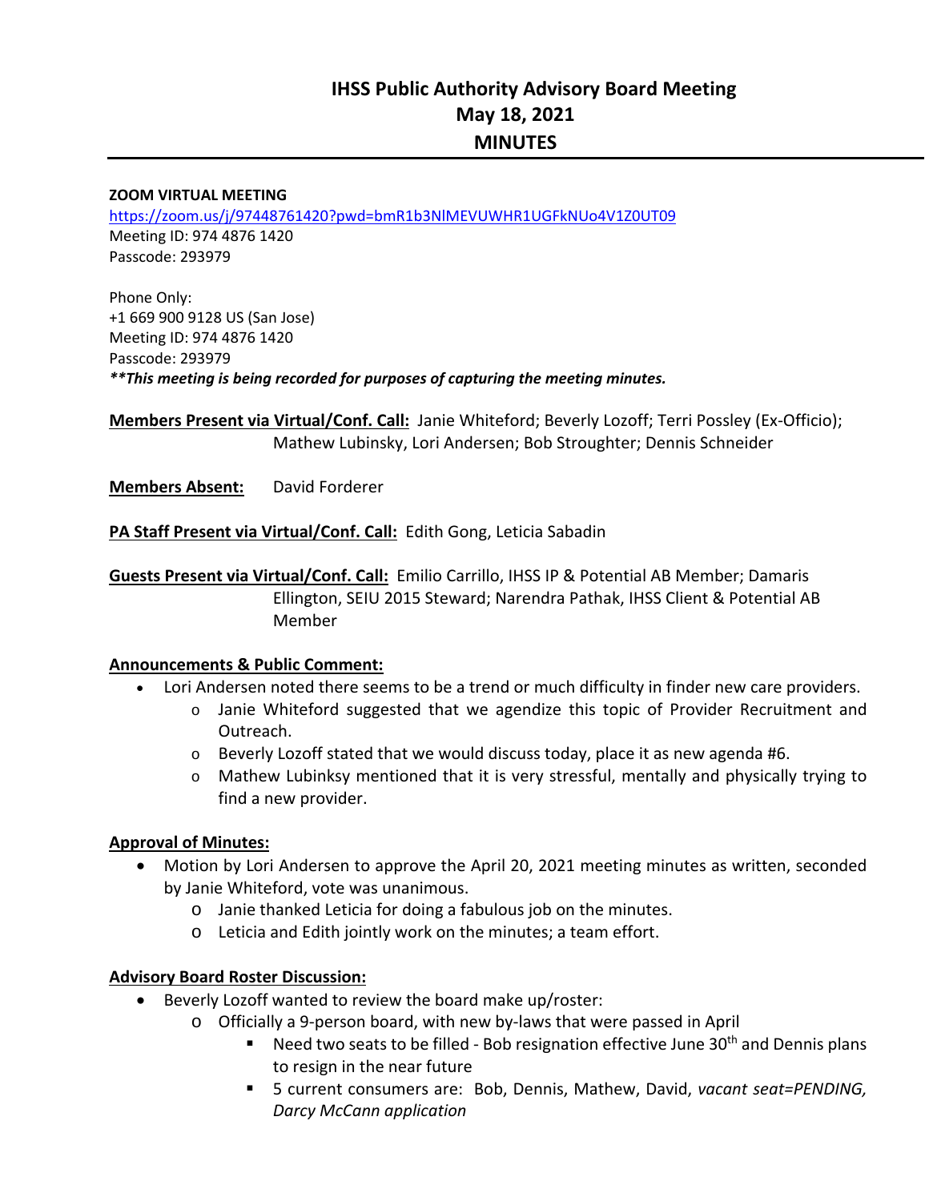# IHSS Public Authority Advisory Board Meeting
## May 18, 2021
## MINUTES

**ZOOM VIRTUAL MEETING**
https://zoom.us/j/97448761420?pwd=bmR1b3NlMEVUWHR1UGFkNUo4V1Z0UT09
Meeting ID: 974 4876 1420
Passcode: 293979

Phone Only:
+1 669 900 9128 US (San Jose)
Meeting ID: 974 4876 1420
Passcode: 293979
***\*\*This meeting is being recorded for purposes of capturing the meeting minutes.***

**Members Present via Virtual/Conf. Call:** Janie Whiteford; Beverly Lozoff; Terri Possley (Ex-Officio); Mathew Lubinsky, Lori Andersen; Bob Stroughter; Dennis Schneider

**Members Absent:** David Forderer

**PA Staff Present via Virtual/Conf. Call:** Edith Gong, Leticia Sabadin

**Guests Present via Virtual/Conf. Call:** Emilio Carrillo, IHSS IP & Potential AB Member; Damaris Ellington, SEIU 2015 Steward; Narendra Pathak, IHSS Client & Potential AB Member

**Announcements & Public Comment:**

- Lori Andersen noted there seems to be a trend or much difficulty in finder new care providers.
  - Janie Whiteford suggested that we agendize this topic of Provider Recruitment and Outreach.
  - Beverly Lozoff stated that we would discuss today, place it as new agenda #6.
  - Mathew Lubinksy mentioned that it is very stressful, mentally and physically trying to find a new provider.

**Approval of Minutes:**

- Motion by Lori Andersen to approve the April 20, 2021 meeting minutes as written, seconded by Janie Whiteford, vote was unanimous.
  - Janie thanked Leticia for doing a fabulous job on the minutes.
  - Leticia and Edith jointly work on the minutes; a team effort.

**Advisory Board Roster Discussion:**

- Beverly Lozoff wanted to review the board make up/roster:
  - Officially a 9-person board, with new by-laws that were passed in April
    - Need two seats to be filled - Bob resignation effective June 30th and Dennis plans to resign in the near future
    - 5 current consumers are: Bob, Dennis, Mathew, David, *vacant seat=PENDING, Darcy McCann application*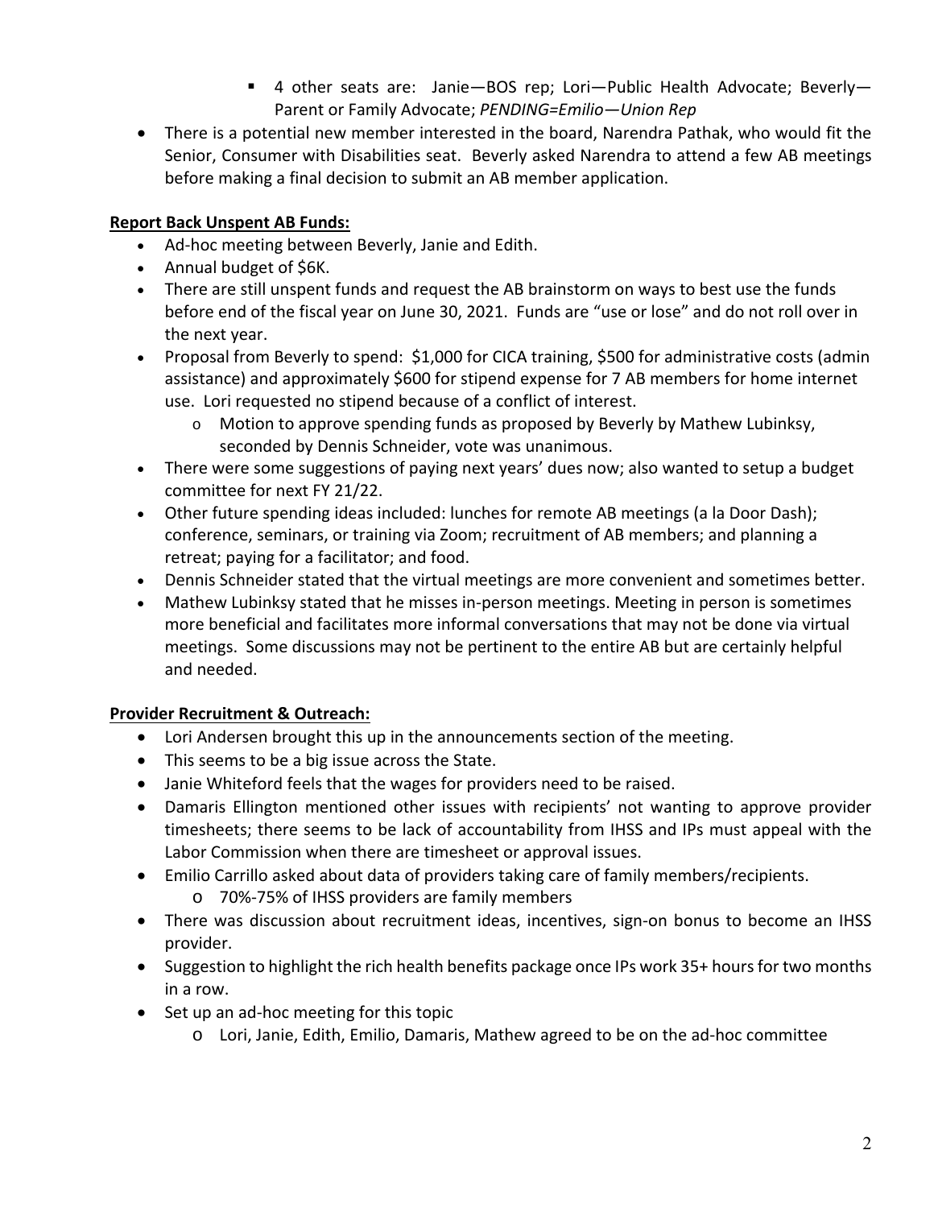- 4 other seats are: Janie—BOS rep; Lori—Public Health Advocate; Beverly—Parent or Family Advocate; *PENDING=Emilio—Union Rep*
- There is a potential new member interested in the board, Narendra Pathak, who would fit the Senior, Consumer with Disabilities seat. Beverly asked Narendra to attend a few AB meetings before making a final decision to submit an AB member application.

**Report Back Unspent AB Funds:**

- Ad-hoc meeting between Beverly, Janie and Edith.
- Annual budget of $6K.
- There are still unspent funds and request the AB brainstorm on ways to best use the funds before end of the fiscal year on June 30, 2021. Funds are "use or lose" and do not roll over in the next year.
- Proposal from Beverly to spend: $1,000 for CICA training, $500 for administrative costs (admin assistance) and approximately $600 for stipend expense for 7 AB members for home internet use. Lori requested no stipend because of a conflict of interest.
  - Motion to approve spending funds as proposed by Beverly by Mathew Lubinksy, seconded by Dennis Schneider, vote was unanimous.
- There were some suggestions of paying next years' dues now; also wanted to setup a budget committee for next FY 21/22.
- Other future spending ideas included: lunches for remote AB meetings (a la Door Dash); conference, seminars, or training via Zoom; recruitment of AB members; and planning a retreat; paying for a facilitator; and food.
- Dennis Schneider stated that the virtual meetings are more convenient and sometimes better.
- Mathew Lubinksy stated that he misses in-person meetings. Meeting in person is sometimes more beneficial and facilitates more informal conversations that may not be done via virtual meetings. Some discussions may not be pertinent to the entire AB but are certainly helpful and needed.

**Provider Recruitment & Outreach:**

- Lori Andersen brought this up in the announcements section of the meeting.
- This seems to be a big issue across the State.
- Janie Whiteford feels that the wages for providers need to be raised.
- Damaris Ellington mentioned other issues with recipients' not wanting to approve provider timesheets; there seems to be lack of accountability from IHSS and IPs must appeal with the Labor Commission when there are timesheet or approval issues.
- Emilio Carrillo asked about data of providers taking care of family members/recipients.
  - 70%-75% of IHSS providers are family members
- There was discussion about recruitment ideas, incentives, sign-on bonus to become an IHSS provider.
- Suggestion to highlight the rich health benefits package once IPs work 35+ hours for two months in a row.
- Set up an ad-hoc meeting for this topic
  - Lori, Janie, Edith, Emilio, Damaris, Mathew agreed to be on the ad-hoc committee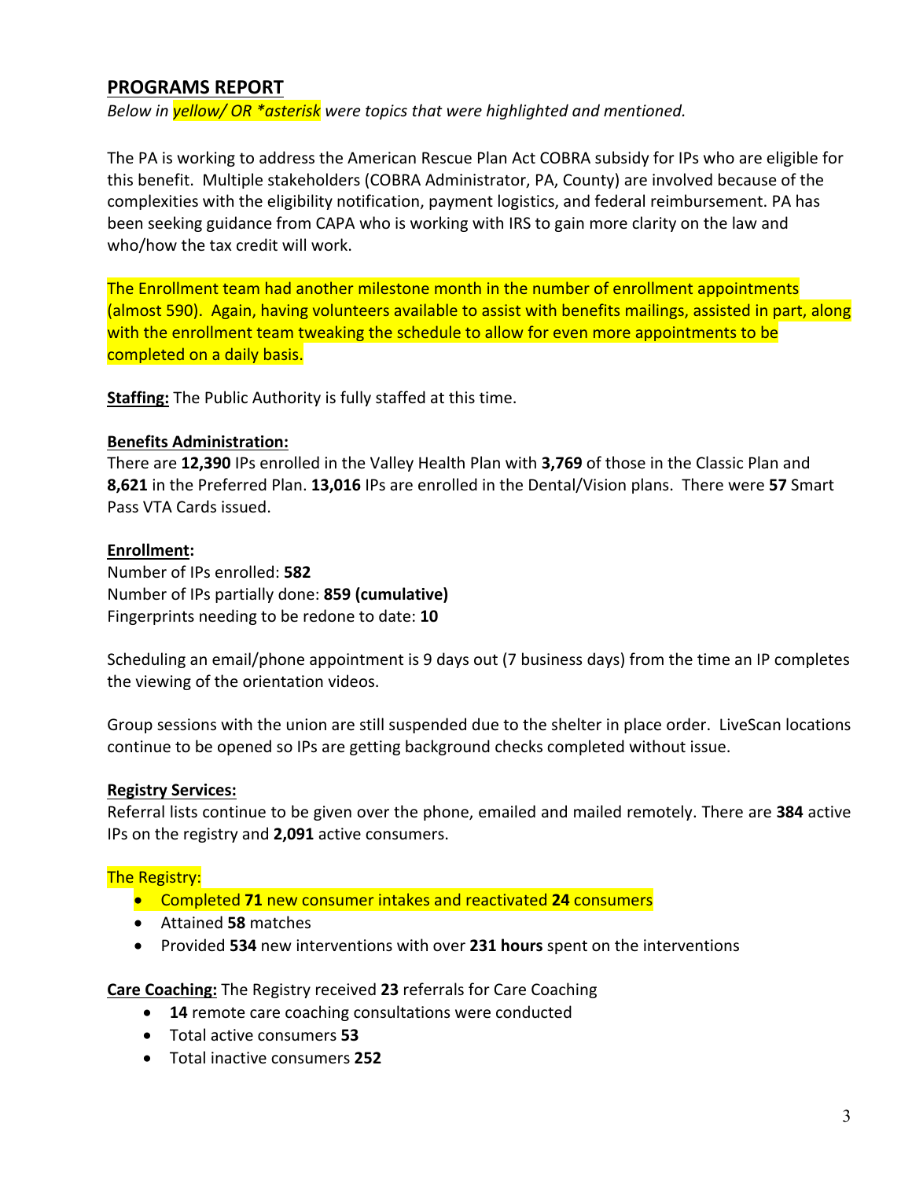## PROGRAMS REPORT

*Below in yellow/ OR *asterisk were topics that were highlighted and mentioned.*

The PA is working to address the American Rescue Plan Act COBRA subsidy for IPs who are eligible for this benefit. Multiple stakeholders (COBRA Administrator, PA, County) are involved because of the complexities with the eligibility notification, payment logistics, and federal reimbursement. PA has been seeking guidance from CAPA who is working with IRS to gain more clarity on the law and who/how the tax credit will work.

The Enrollment team had another milestone month in the number of enrollment appointments (almost 590). Again, having volunteers available to assist with benefits mailings, assisted in part, along with the enrollment team tweaking the schedule to allow for even more appointments to be completed on a daily basis.

**Staffing:** The Public Authority is fully staffed at this time.

**Benefits Administration:**
There are **12,390** IPs enrolled in the Valley Health Plan with **3,769** of those in the Classic Plan and **8,621** in the Preferred Plan. **13,016** IPs are enrolled in the Dental/Vision plans. There were **57** Smart Pass VTA Cards issued.

**Enrollment:**
Number of IPs enrolled: **582**
Number of IPs partially done: **859 (cumulative)**
Fingerprints needing to be redone to date: **10**

Scheduling an email/phone appointment is 9 days out (7 business days) from the time an IP completes the viewing of the orientation videos.

Group sessions with the union are still suspended due to the shelter in place order. LiveScan locations continue to be opened so IPs are getting background checks completed without issue.

**Registry Services:**
Referral lists continue to be given over the phone, emailed and mailed remotely. There are **384** active IPs on the registry and **2,091** active consumers.

The Registry:

- Completed **71** new consumer intakes and reactivated **24** consumers
- Attained **58** matches
- Provided **534** new interventions with over **231 hours** spent on the interventions

**Care Coaching:** The Registry received **23** referrals for Care Coaching

- **14** remote care coaching consultations were conducted
- Total active consumers **53**
- Total inactive consumers **252**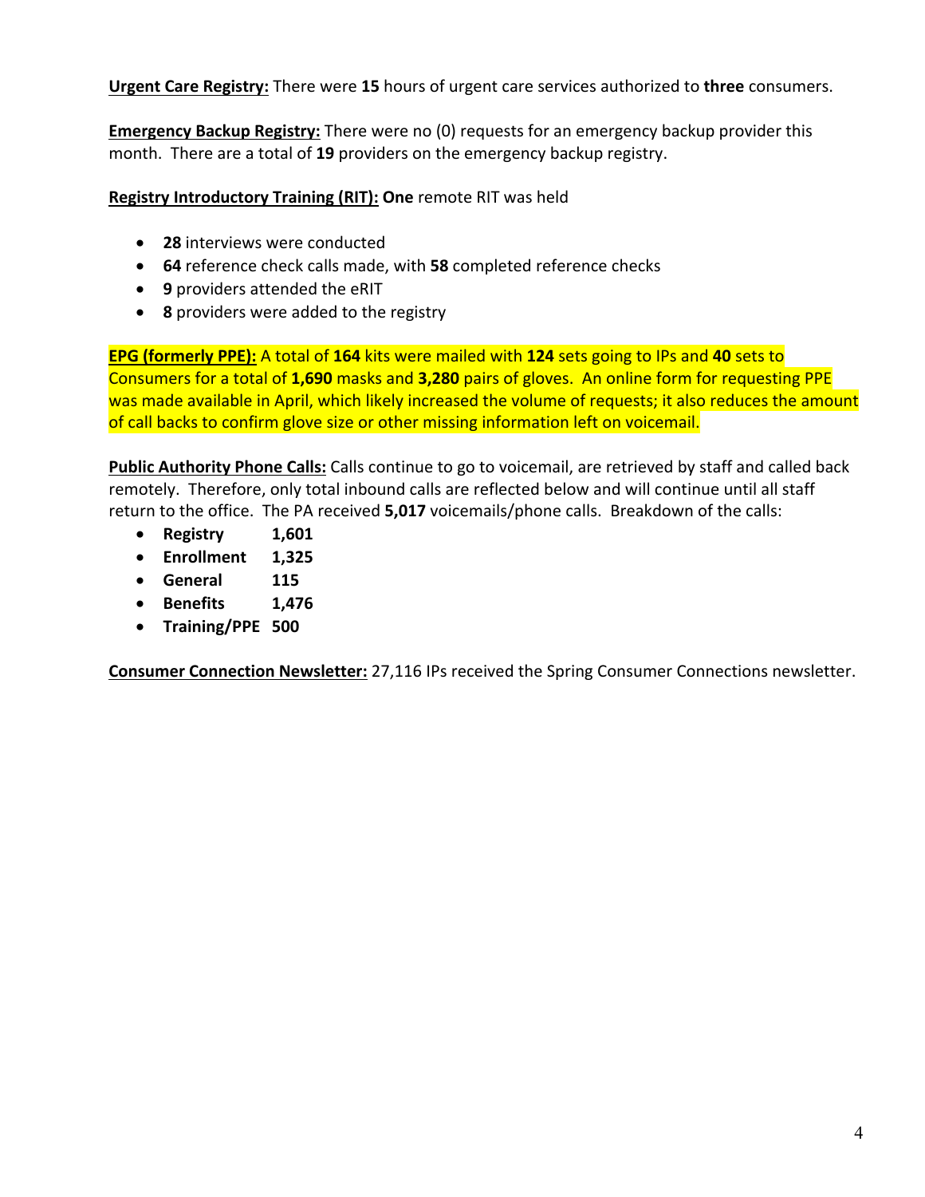**<u>Urgent Care Registry:</u>** There were **15** hours of urgent care services authorized to **three** consumers.

**<u>Emergency Backup Registry:</u>** There were no (0) requests for an emergency backup provider this month. There are a total of **19** providers on the emergency backup registry.

**<u>Registry Introductory Training (RIT):</u>** **One** remote RIT was held

- **28** interviews were conducted
- **64** reference check calls made, with **58** completed reference checks
- **9** providers attended the eRIT
- **8** providers were added to the registry

**<u>EPG (formerly PPE):</u>** A total of **164** kits were mailed with **124** sets going to IPs and **40** sets to Consumers for a total of **1,690** masks and **3,280** pairs of gloves. An online form for requesting PPE was made available in April, which likely increased the volume of requests; it also reduces the amount of call backs to confirm glove size or other missing information left on voicemail.

**<u>Public Authority Phone Calls:</u>** Calls continue to go to voicemail, are retrieved by staff and called back remotely. Therefore, only total inbound calls are reflected below and will continue until all staff return to the office. The PA received **5,017** voicemails/phone calls. Breakdown of the calls:

- **Registry 1,601**
- **Enrollment 1,325**
- **General 115**
- **Benefits 1,476**
- **Training/PPE 500**

**<u>Consumer Connection Newsletter:</u>** 27,116 IPs received the Spring Consumer Connections newsletter.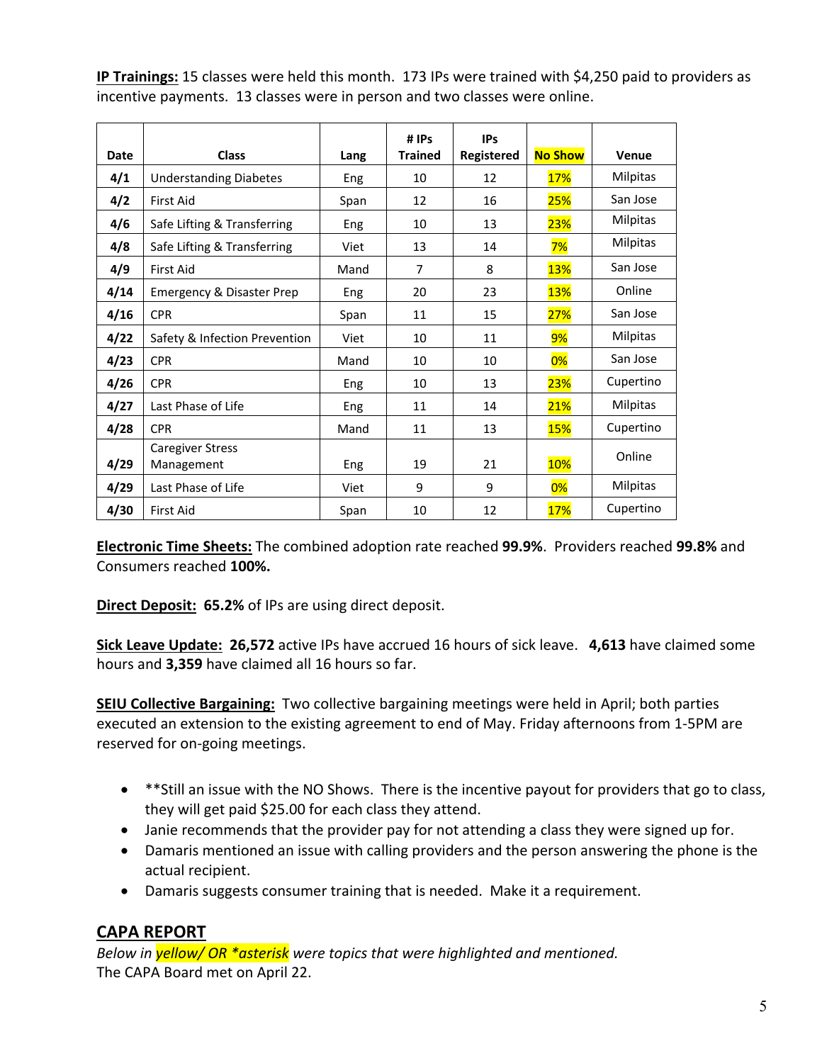**IP Trainings:** 15 classes were held this month. 173 IPs were trained with $4,250 paid to providers as incentive payments. 13 classes were in person and two classes were online.

| Date | Class | Lang | # IPs Trained | IPs Registered | No Show | Venue |
|---|---|---|---|---|---|---|
| 4/1 | Understanding Diabetes | Eng | 10 | 12 | 17% | Milpitas |
| 4/2 | First Aid | Span | 12 | 16 | 25% | San Jose |
| 4/6 | Safe Lifting & Transferring | Eng | 10 | 13 | 23% | Milpitas |
| 4/8 | Safe Lifting & Transferring | Viet | 13 | 14 | 7% | Milpitas |
| 4/9 | First Aid | Mand | 7 | 8 | 13% | San Jose |
| 4/14 | Emergency & Disaster Prep | Eng | 20 | 23 | 13% | Online |
| 4/16 | CPR | Span | 11 | 15 | 27% | San Jose |
| 4/22 | Safety & Infection Prevention | Viet | 10 | 11 | 9% | Milpitas |
| 4/23 | CPR | Mand | 10 | 10 | 0% | San Jose |
| 4/26 | CPR | Eng | 10 | 13 | 23% | Cupertino |
| 4/27 | Last Phase of Life | Eng | 11 | 14 | 21% | Milpitas |
| 4/28 | CPR | Mand | 11 | 13 | 15% | Cupertino |
| 4/29 | Caregiver Stress Management | Eng | 19 | 21 | 10% | Online |
| 4/29 | Last Phase of Life | Viet | 9 | 9 | 0% | Milpitas |
| 4/30 | First Aid | Span | 10 | 12 | 17% | Cupertino |

**Electronic Time Sheets:** The combined adoption rate reached **99.9%**. Providers reached **99.8%** and Consumers reached **100%.**

**Direct Deposit:** **65.2%** of IPs are using direct deposit.

**Sick Leave Update:** **26,572** active IPs have accrued 16 hours of sick leave. **4,613** have claimed some hours and **3,359** have claimed all 16 hours so far.

**SEIU Collective Bargaining:** Two collective bargaining meetings were held in April; both parties executed an extension to the existing agreement to end of May. Friday afternoons from 1-5PM are reserved for on-going meetings.

- **Still an issue with the NO Shows. There is the incentive payout for providers that go to class, they will get paid $25.00 for each class they attend.
- Janie recommends that the provider pay for not attending a class they were signed up for.
- Damaris mentioned an issue with calling providers and the person answering the phone is the actual recipient.
- Damaris suggests consumer training that is needed. Make it a requirement.

## CAPA REPORT

*Below in yellow/ OR *asterisk were topics that were highlighted and mentioned.*
The CAPA Board met on April 22.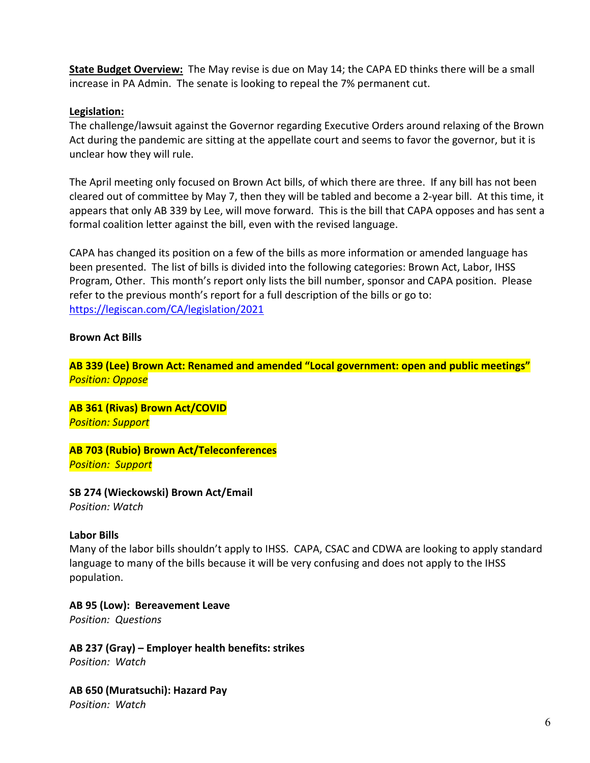**<u>State Budget Overview:</u>** The May revise is due on May 14; the CAPA ED thinks there will be a small increase in PA Admin. The senate is looking to repeal the 7% permanent cut.

**<u>Legislation:</u>**

The challenge/lawsuit against the Governor regarding Executive Orders around relaxing of the Brown Act during the pandemic are sitting at the appellate court and seems to favor the governor, but it is unclear how they will rule.

The April meeting only focused on Brown Act bills, of which there are three. If any bill has not been cleared out of committee by May 7, then they will be tabled and become a 2-year bill. At this time, it appears that only AB 339 by Lee, will move forward. This is the bill that CAPA opposes and has sent a formal coalition letter against the bill, even with the revised language.

CAPA has changed its position on a few of the bills as more information or amended language has been presented. The list of bills is divided into the following categories: Brown Act, Labor, IHSS Program, Other. This month's report only lists the bill number, sponsor and CAPA position. Please refer to the previous month's report for a full description of the bills or go to: https://legiscan.com/CA/legislation/2021

**Brown Act Bills**

**AB 339 (Lee) Brown Act: Renamed and amended "Local government: open and public meetings"**
*Position: Oppose*

**AB 361 (Rivas) Brown Act/COVID**
*Position: Support*

**AB 703 (Rubio) Brown Act/Teleconferences**
*Position: Support*

**SB 274 (Wieckowski) Brown Act/Email**
*Position: Watch*

**Labor Bills**

Many of the labor bills shouldn't apply to IHSS. CAPA, CSAC and CDWA are looking to apply standard language to many of the bills because it will be very confusing and does not apply to the IHSS population.

**AB 95 (Low): Bereavement Leave**
*Position: Questions*

**AB 237 (Gray) – Employer health benefits: strikes**
*Position: Watch*

**AB 650 (Muratsuchi): Hazard Pay**
*Position: Watch*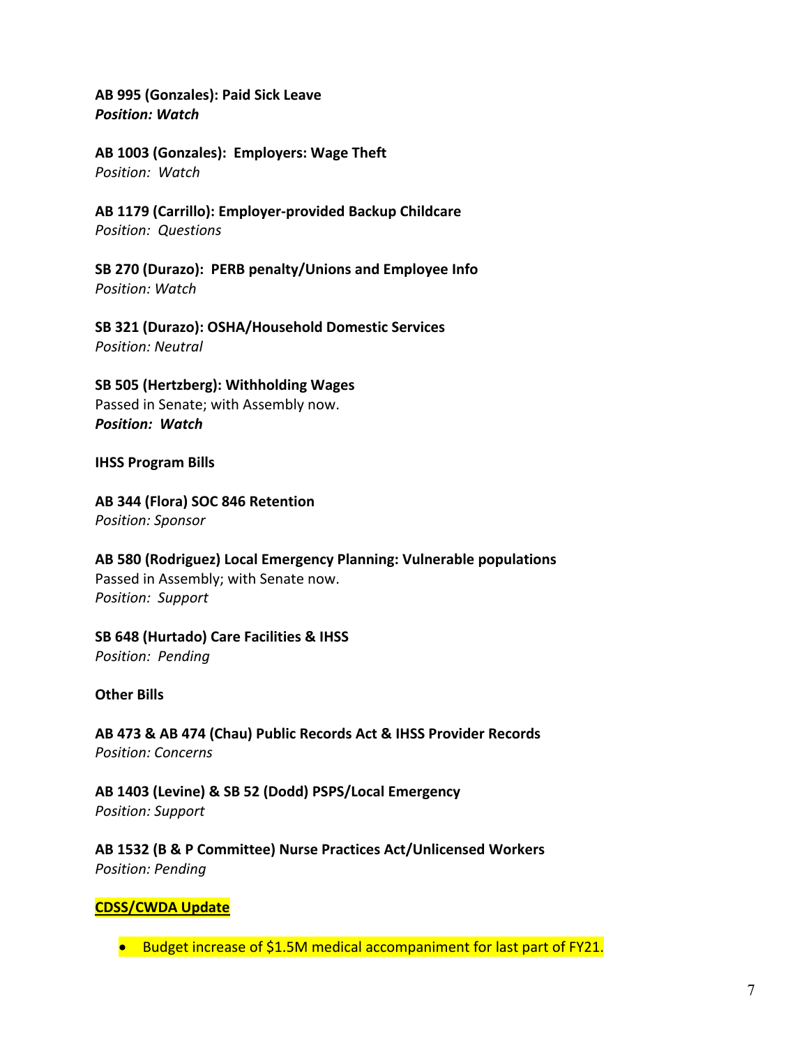**AB 995 (Gonzales): Paid Sick Leave**
***Position: Watch***

**AB 1003 (Gonzales): Employers: Wage Theft**
*Position: Watch*

**AB 1179 (Carrillo): Employer-provided Backup Childcare**
*Position: Questions*

**SB 270 (Durazo): PERB penalty/Unions and Employee Info**
*Position: Watch*

**SB 321 (Durazo): OSHA/Household Domestic Services**
*Position: Neutral*

**SB 505 (Hertzberg): Withholding Wages**
Passed in Senate; with Assembly now.
***Position: Watch***

**IHSS Program Bills**

**AB 344 (Flora) SOC 846 Retention**
*Position: Sponsor*

**AB 580 (Rodriguez) Local Emergency Planning: Vulnerable populations**
Passed in Assembly; with Senate now.
*Position: Support*

**SB 648 (Hurtado) Care Facilities & IHSS**
*Position: Pending*

**Other Bills**

**AB 473 & AB 474 (Chau) Public Records Act & IHSS Provider Records**
*Position: Concerns*

**AB 1403 (Levine) & SB 52 (Dodd) PSPS/Local Emergency**
*Position: Support*

**AB 1532 (B & P Committee) Nurse Practices Act/Unlicensed Workers**
*Position: Pending*

**CDSS/CWDA Update**

- Budget increase of $1.5M medical accompaniment for last part of FY21.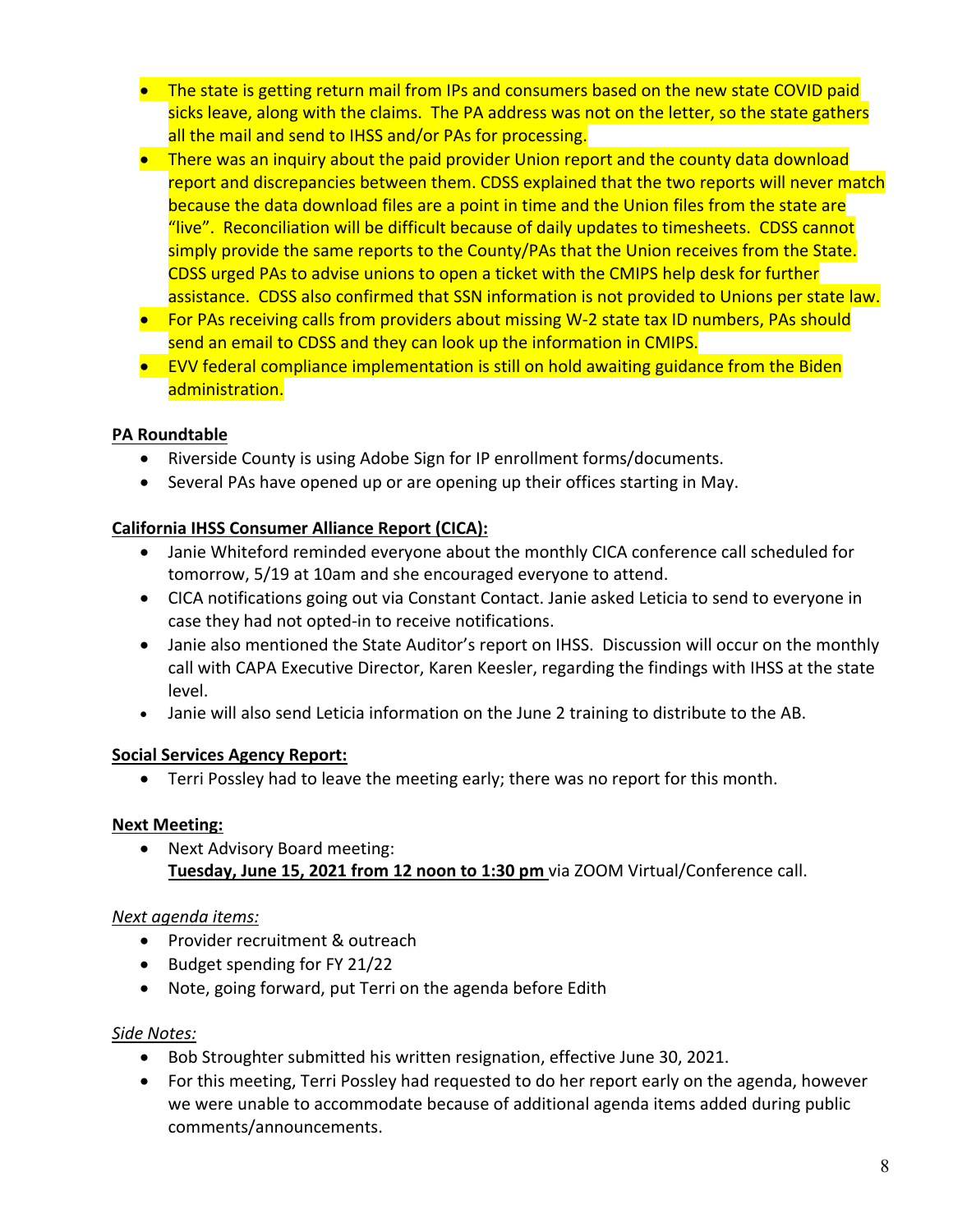- The state is getting return mail from IPs and consumers based on the new state COVID paid sicks leave, along with the claims. The PA address was not on the letter, so the state gathers all the mail and send to IHSS and/or PAs for processing.
- There was an inquiry about the paid provider Union report and the county data download report and discrepancies between them. CDSS explained that the two reports will never match because the data download files are a point in time and the Union files from the state are "live". Reconciliation will be difficult because of daily updates to timesheets. CDSS cannot simply provide the same reports to the County/PAs that the Union receives from the State. CDSS urged PAs to advise unions to open a ticket with the CMIPS help desk for further assistance. CDSS also confirmed that SSN information is not provided to Unions per state law.
- For PAs receiving calls from providers about missing W-2 state tax ID numbers, PAs should send an email to CDSS and they can look up the information in CMIPS.
- EVV federal compliance implementation is still on hold awaiting guidance from the Biden administration.

**PA Roundtable**

- Riverside County is using Adobe Sign for IP enrollment forms/documents.
- Several PAs have opened up or are opening up their offices starting in May.

**California IHSS Consumer Alliance Report (CICA):**

- Janie Whiteford reminded everyone about the monthly CICA conference call scheduled for tomorrow, 5/19 at 10am and she encouraged everyone to attend.
- CICA notifications going out via Constant Contact. Janie asked Leticia to send to everyone in case they had not opted-in to receive notifications.
- Janie also mentioned the State Auditor's report on IHSS. Discussion will occur on the monthly call with CAPA Executive Director, Karen Keesler, regarding the findings with IHSS at the state level.
- Janie will also send Leticia information on the June 2 training to distribute to the AB.

**Social Services Agency Report:**

- Terri Possley had to leave the meeting early; there was no report for this month.

**Next Meeting:**

- Next Advisory Board meeting:
  **Tuesday, June 15, 2021 from 12 noon to 1:30 pm** via ZOOM Virtual/Conference call.

*Next agenda items:*

- Provider recruitment & outreach
- Budget spending for FY 21/22
- Note, going forward, put Terri on the agenda before Edith

*Side Notes:*

- Bob Stroughter submitted his written resignation, effective June 30, 2021.
- For this meeting, Terri Possley had requested to do her report early on the agenda, however we were unable to accommodate because of additional agenda items added during public comments/announcements.